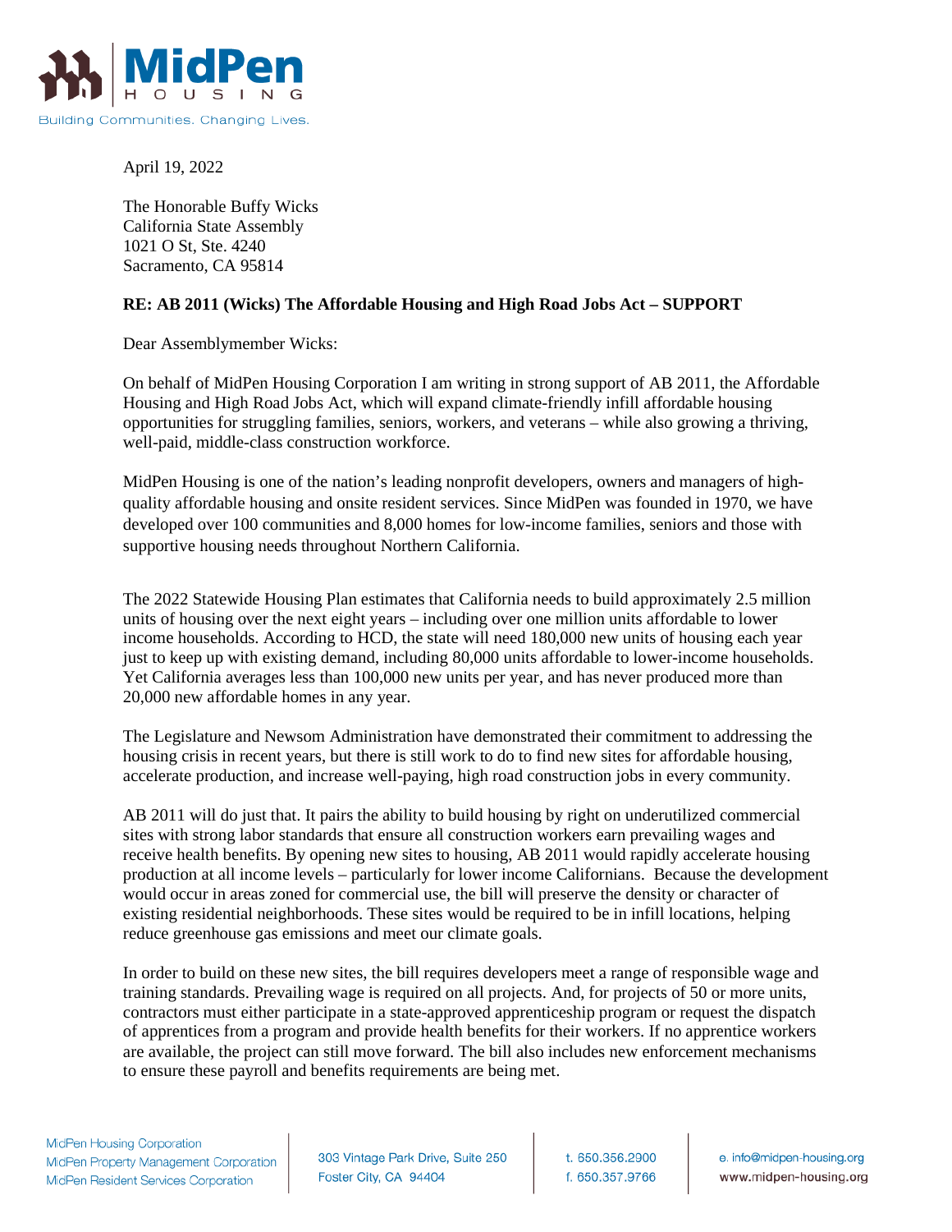April 19, 2022

The Honorable Buffy Wicks
California State Assembly
1021 O St, Ste. 4240
Sacramento, CA 95814

**RE: AB 2011 (Wicks) The Affordable Housing and High Road Jobs Act – SUPPORT**

Dear Assemblymember Wicks:

On behalf of MidPen Housing Corporation I am writing in strong support of AB 2011, the Affordable Housing and High Road Jobs Act, which will expand climate-friendly infill affordable housing opportunities for struggling families, seniors, workers, and veterans – while also growing a thriving, well-paid, middle-class construction workforce.

MidPen Housing is one of the nation's leading nonprofit developers, owners and managers of high-quality affordable housing and onsite resident services. Since MidPen was founded in 1970, we have developed over 100 communities and 8,000 homes for low-income families, seniors and those with supportive housing needs throughout Northern California.

The 2022 Statewide Housing Plan estimates that California needs to build approximately 2.5 million units of housing over the next eight years – including over one million units affordable to lower income households. According to HCD, the state will need 180,000 new units of housing each year just to keep up with existing demand, including 80,000 units affordable to lower-income households. Yet California averages less than 100,000 new units per year, and has never produced more than 20,000 new affordable homes in any year.

The Legislature and Newsom Administration have demonstrated their commitment to addressing the housing crisis in recent years, but there is still work to do to find new sites for affordable housing, accelerate production, and increase well-paying, high road construction jobs in every community.

AB 2011 will do just that. It pairs the ability to build housing by right on underutilized commercial sites with strong labor standards that ensure all construction workers earn prevailing wages and receive health benefits. By opening new sites to housing, AB 2011 would rapidly accelerate housing production at all income levels – particularly for lower income Californians. Because the development would occur in areas zoned for commercial use, the bill will preserve the density or character of existing residential neighborhoods. These sites would be required to be in infill locations, helping reduce greenhouse gas emissions and meet our climate goals.

In order to build on these new sites, the bill requires developers meet a range of responsible wage and training standards. Prevailing wage is required on all projects. And, for projects of 50 or more units, contractors must either participate in a state-approved apprenticeship program or request the dispatch of apprentices from a program and provide health benefits for their workers. If no apprentice workers are available, the project can still move forward. The bill also includes new enforcement mechanisms to ensure these payroll and benefits requirements are being met.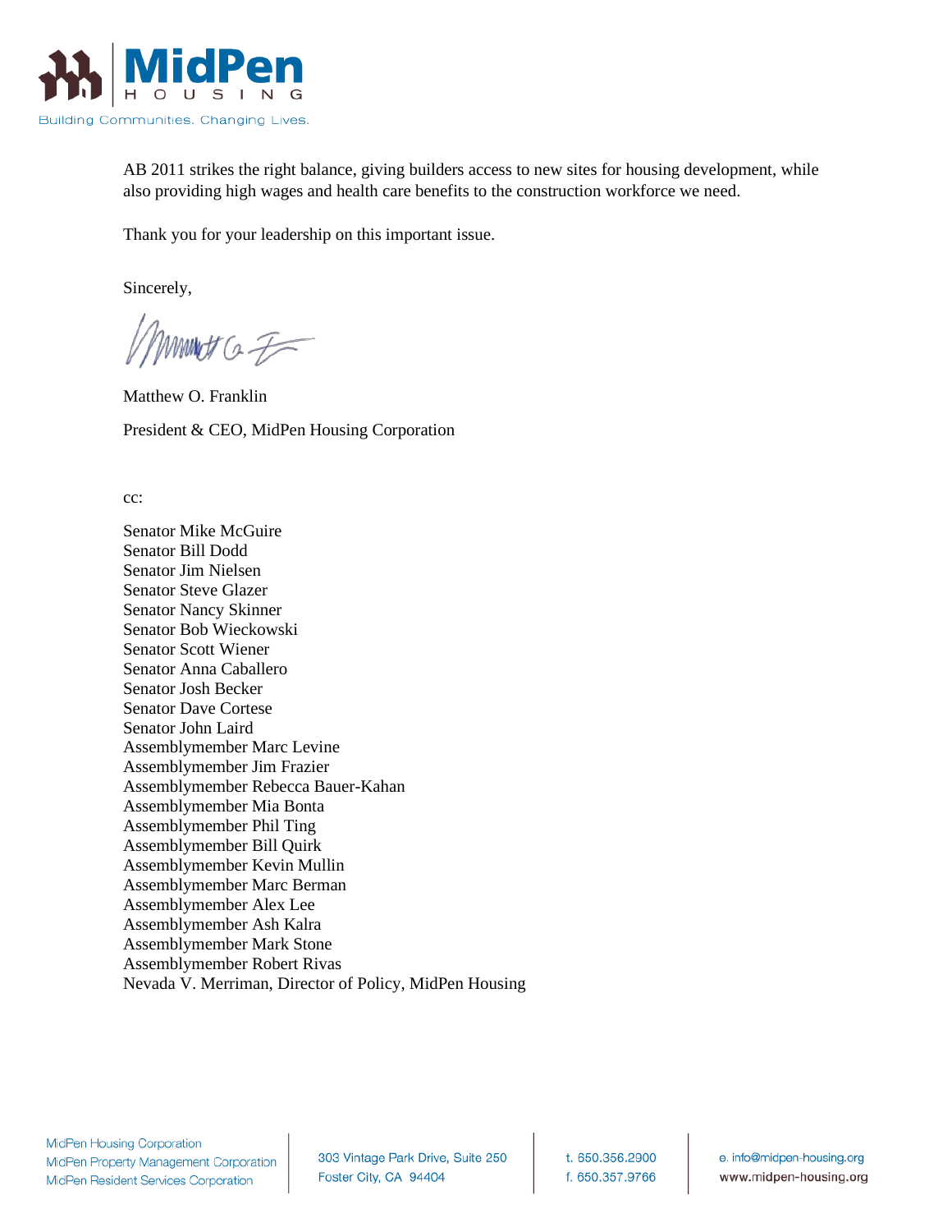AB 2011 strikes the right balance, giving builders access to new sites for housing development, while also providing high wages and health care benefits to the construction workforce we need.

Thank you for your leadership on this important issue.

Sincerely,

Matthew O. Franklin

President & CEO, MidPen Housing Corporation

cc:

Senator Mike McGuire
Senator Bill Dodd
Senator Jim Nielsen
Senator Steve Glazer
Senator Nancy Skinner
Senator Bob Wieckowski
Senator Scott Wiener
Senator Anna Caballero
Senator Josh Becker
Senator Dave Cortese
Senator John Laird
Assemblymember Marc Levine
Assemblymember Jim Frazier
Assemblymember Rebecca Bauer-Kahan
Assemblymember Mia Bonta
Assemblymember Phil Ting
Assemblymember Bill Quirk
Assemblymember Kevin Mullin
Assemblymember Marc Berman
Assemblymember Alex Lee
Assemblymember Ash Kalra
Assemblymember Mark Stone
Assemblymember Robert Rivas
Nevada V. Merriman, Director of Policy, MidPen Housing